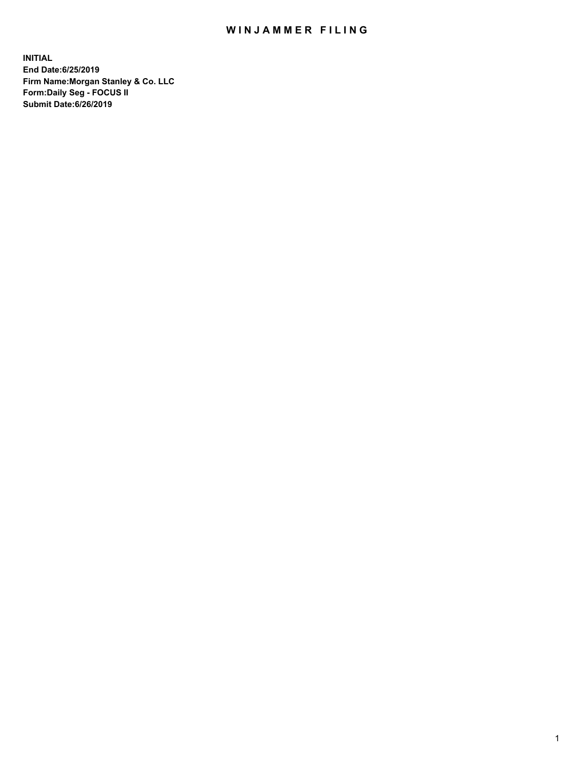# WINJAMMER FILING

**INITIAL**
**End Date:6/25/2019**
**Firm Name:Morgan Stanley & Co. LLC**
**Form:Daily Seg - FOCUS II**
**Submit Date:6/26/2019**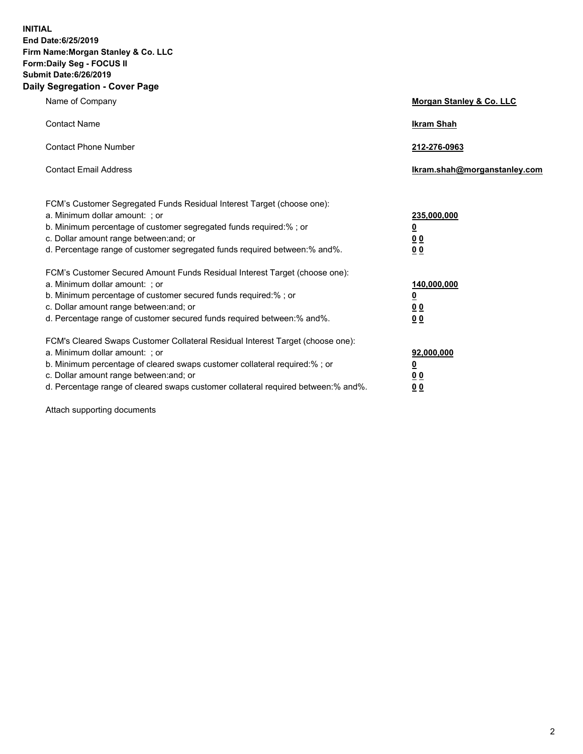**INITIAL**
**End Date:6/25/2019**
**Firm Name:Morgan Stanley & Co. LLC**
**Form:Daily Seg - FOCUS II**
**Submit Date:6/26/2019**
**Daily Segregation - Cover Page**

| | |
|---|---|
| Name of Company | **Morgan Stanley & Co. LLC** |
| Contact Name | **Ikram Shah** |
| Contact Phone Number | **212-276-0963** |
| Contact Email Address | **Ikram.shah@morganstanley.com** |

| | |
|---|---|
| FCM's Customer Segregated Funds Residual Interest Target (choose one): | |
| a. Minimum dollar amount: ; or | **235,000,000** |
| b. Minimum percentage of customer segregated funds required:% ; or | **0** |
| c. Dollar amount range between:and; or | **0 0** |
| d. Percentage range of customer segregated funds required between:% and%. | **0 0** |
| FCM's Customer Secured Amount Funds Residual Interest Target (choose one): | |
| a. Minimum dollar amount: ; or | **140,000,000** |
| b. Minimum percentage of customer secured funds required:% ; or | **0** |
| c. Dollar amount range between:and; or | **0 0** |
| d. Percentage range of customer secured funds required between:% and%. | **0 0** |
| FCM's Cleared Swaps Customer Collateral Residual Interest Target (choose one): | |
| a. Minimum dollar amount: ; or | **92,000,000** |
| b. Minimum percentage of cleared swaps customer collateral required:% ; or | **0** |
| c. Dollar amount range between:and; or | **0 0** |
| d. Percentage range of cleared swaps customer collateral required between:% and%. | **0 0** |

Attach supporting documents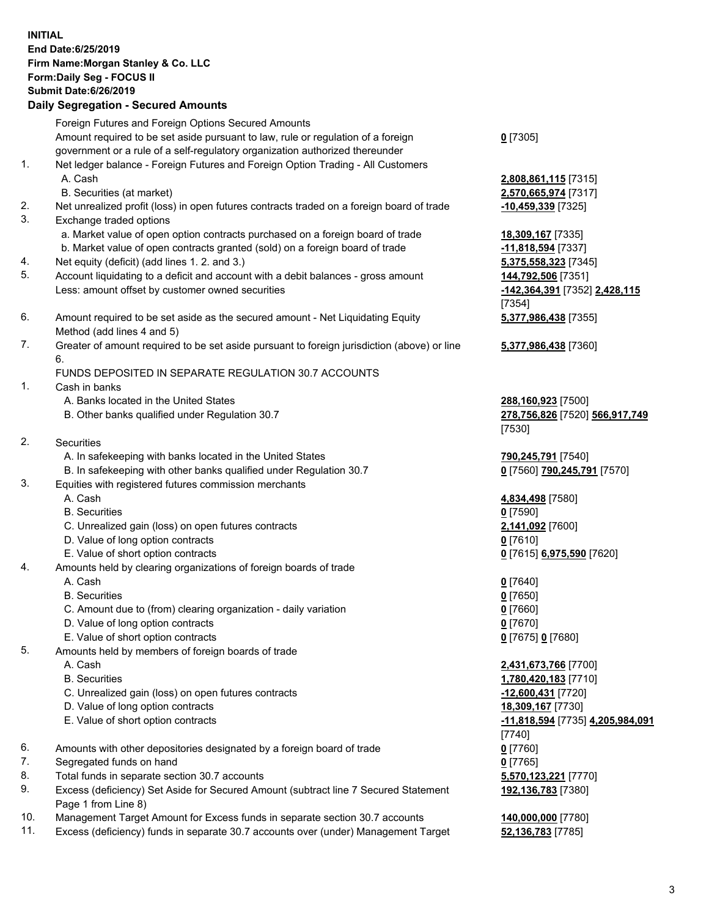**INITIAL**
**End Date:6/25/2019**
**Firm Name:Morgan Stanley & Co. LLC**
**Form:Daily Seg - FOCUS II**
**Submit Date:6/26/2019**

### Daily Segregation - Secured Amounts

| | | |
|---|---|---|
| | Foreign Futures and Foreign Options Secured Amounts | |
| | Amount required to be set aside pursuant to law, rule or regulation of a foreign government or a rule of a self-regulatory organization authorized thereunder | **0** [7305] |
| 1. | Net ledger balance - Foreign Futures and Foreign Option Trading - All Customers | |
| | A. Cash | **2,808,861,115** [7315] |
| | B. Securities (at market) | **2,570,665,974** [7317] |
| 2. | Net unrealized profit (loss) in open futures contracts traded on a foreign board of trade | **-10,459,339** [7325] |
| 3. | Exchange traded options | |
| | a. Market value of open option contracts purchased on a foreign board of trade | **18,309,167** [7335] |
| | b. Market value of open contracts granted (sold) on a foreign board of trade | **-11,818,594** [7337] |
| 4. | Net equity (deficit) (add lines 1. 2. and 3.) | **5,375,558,323** [7345] |
| 5. | Account liquidating to a deficit and account with a debit balances - gross amount | **144,792,506** [7351] |
| | Less: amount offset by customer owned securities | **-142,364,391** [7352] **2,428,115** [7354] |
| 6. | Amount required to be set aside as the secured amount - Net Liquidating Equity Method (add lines 4 and 5) | **5,377,986,438** [7355] |
| 7. | Greater of amount required to be set aside pursuant to foreign jurisdiction (above) or line 6. | **5,377,986,438** [7360] |
| | FUNDS DEPOSITED IN SEPARATE REGULATION 30.7 ACCOUNTS | |
| 1. | Cash in banks | |
| | A. Banks located in the United States | **288,160,923** [7500] |
| | B. Other banks qualified under Regulation 30.7 | **278,756,826** [7520] **566,917,749** [7530] |
| 2. | Securities | |
| | A. In safekeeping with banks located in the United States | **790,245,791** [7540] |
| | B. In safekeeping with other banks qualified under Regulation 30.7 | **0** [7560] **790,245,791** [7570] |
| 3. | Equities with registered futures commission merchants | |
| | A. Cash | **4,834,498** [7580] |
| | B. Securities | **0** [7590] |
| | C. Unrealized gain (loss) on open futures contracts | **2,141,092** [7600] |
| | D. Value of long option contracts | **0** [7610] |
| | E. Value of short option contracts | **0** [7615] **6,975,590** [7620] |
| 4. | Amounts held by clearing organizations of foreign boards of trade | |
| | A. Cash | **0** [7640] |
| | B. Securities | **0** [7650] |
| | C. Amount due to (from) clearing organization - daily variation | **0** [7660] |
| | D. Value of long option contracts | **0** [7670] |
| | E. Value of short option contracts | **0** [7675] **0** [7680] |
| 5. | Amounts held by members of foreign boards of trade | |
| | A. Cash | **2,431,673,766** [7700] |
| | B. Securities | **1,780,420,183** [7710] |
| | C. Unrealized gain (loss) on open futures contracts | **-12,600,431** [7720] |
| | D. Value of long option contracts | **18,309,167** [7730] |
| | E. Value of short option contracts | **-11,818,594** [7735] **4,205,984,091** [7740] |
| 6. | Amounts with other depositories designated by a foreign board of trade | **0** [7760] |
| 7. | Segregated funds on hand | **0** [7765] |
| 8. | Total funds in separate section 30.7 accounts | **5,570,123,221** [7770] |
| 9. | Excess (deficiency) Set Aside for Secured Amount (subtract line 7 Secured Statement Page 1 from Line 8) | **192,136,783** [7380] |
| 10. | Management Target Amount for Excess funds in separate section 30.7 accounts | **140,000,000** [7780] |
| 11. | Excess (deficiency) funds in separate 30.7 accounts over (under) Management Target | **52,136,783** [7785] |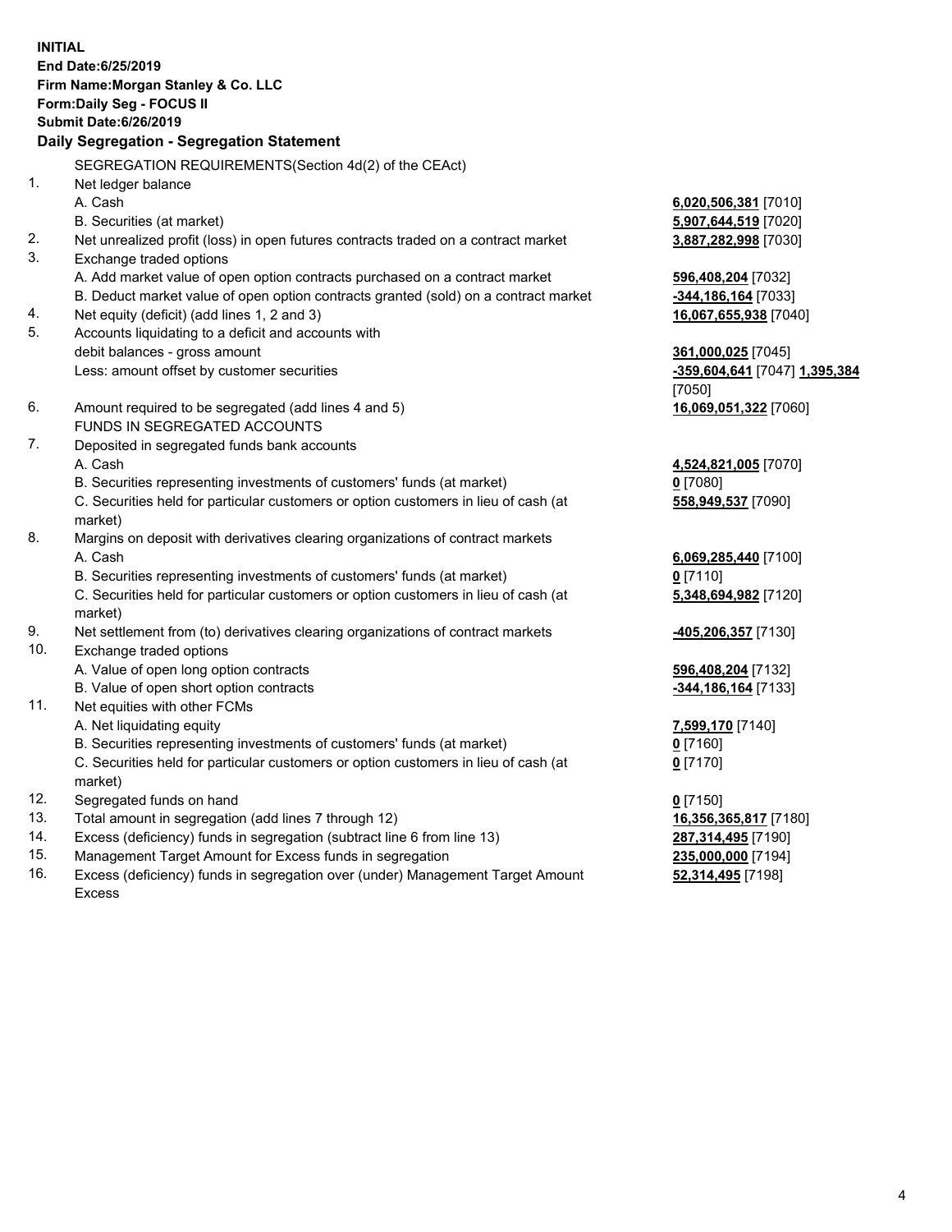**INITIAL**
**End Date:6/25/2019**
**Firm Name:Morgan Stanley & Co. LLC**
**Form:Daily Seg - FOCUS II**
**Submit Date:6/26/2019**

**Daily Segregation - Segregation Statement**

SEGREGATION REQUIREMENTS(Section 4d(2) of the CEAct)

| | | |
|---|---|---|
| 1. | Net ledger balance | |
| | A. Cash | **6,020,506,381** [7010] |
| | B. Securities (at market) | **5,907,644,519** [7020] |
| 2. | Net unrealized profit (loss) in open futures contracts traded on a contract market | **3,887,282,998** [7030] |
| 3. | Exchange traded options | |
| | A. Add market value of open option contracts purchased on a contract market | **596,408,204** [7032] |
| | B. Deduct market value of open option contracts granted (sold) on a contract market | **-344,186,164** [7033] |
| 4. | Net equity (deficit) (add lines 1, 2 and 3) | **16,067,655,938** [7040] |
| 5. | Accounts liquidating to a deficit and accounts with debit balances - gross amount | **361,000,025** [7045] |
| | Less: amount offset by customer securities | **-359,604,641** [7047] **1,395,384** [7050] |
| 6. | Amount required to be segregated (add lines 4 and 5) | **16,069,051,322** [7060] |
| | FUNDS IN SEGREGATED ACCOUNTS | |
| 7. | Deposited in segregated funds bank accounts | |
| | A. Cash | **4,524,821,005** [7070] |
| | B. Securities representing investments of customers' funds (at market) | **0** [7080] |
| | C. Securities held for particular customers or option customers in lieu of cash (at market) | **558,949,537** [7090] |
| 8. | Margins on deposit with derivatives clearing organizations of contract markets | |
| | A. Cash | **6,069,285,440** [7100] |
| | B. Securities representing investments of customers' funds (at market) | **0** [7110] |
| | C. Securities held for particular customers or option customers in lieu of cash (at market) | **5,348,694,982** [7120] |
| 9. | Net settlement from (to) derivatives clearing organizations of contract markets | **-405,206,357** [7130] |
| 10. | Exchange traded options | |
| | A. Value of open long option contracts | **596,408,204** [7132] |
| | B. Value of open short option contracts | **-344,186,164** [7133] |
| 11. | Net equities with other FCMs | |
| | A. Net liquidating equity | **7,599,170** [7140] |
| | B. Securities representing investments of customers' funds (at market) | **0** [7160] |
| | C. Securities held for particular customers or option customers in lieu of cash (at market) | **0** [7170] |
| 12. | Segregated funds on hand | **0** [7150] |
| 13. | Total amount in segregation (add lines 7 through 12) | **16,356,365,817** [7180] |
| 14. | Excess (deficiency) funds in segregation (subtract line 6 from line 13) | **287,314,495** [7190] |
| 15. | Management Target Amount for Excess funds in segregation | **235,000,000** [7194] |
| 16. | Excess (deficiency) funds in segregation over (under) Management Target Amount Excess | **52,314,495** [7198] |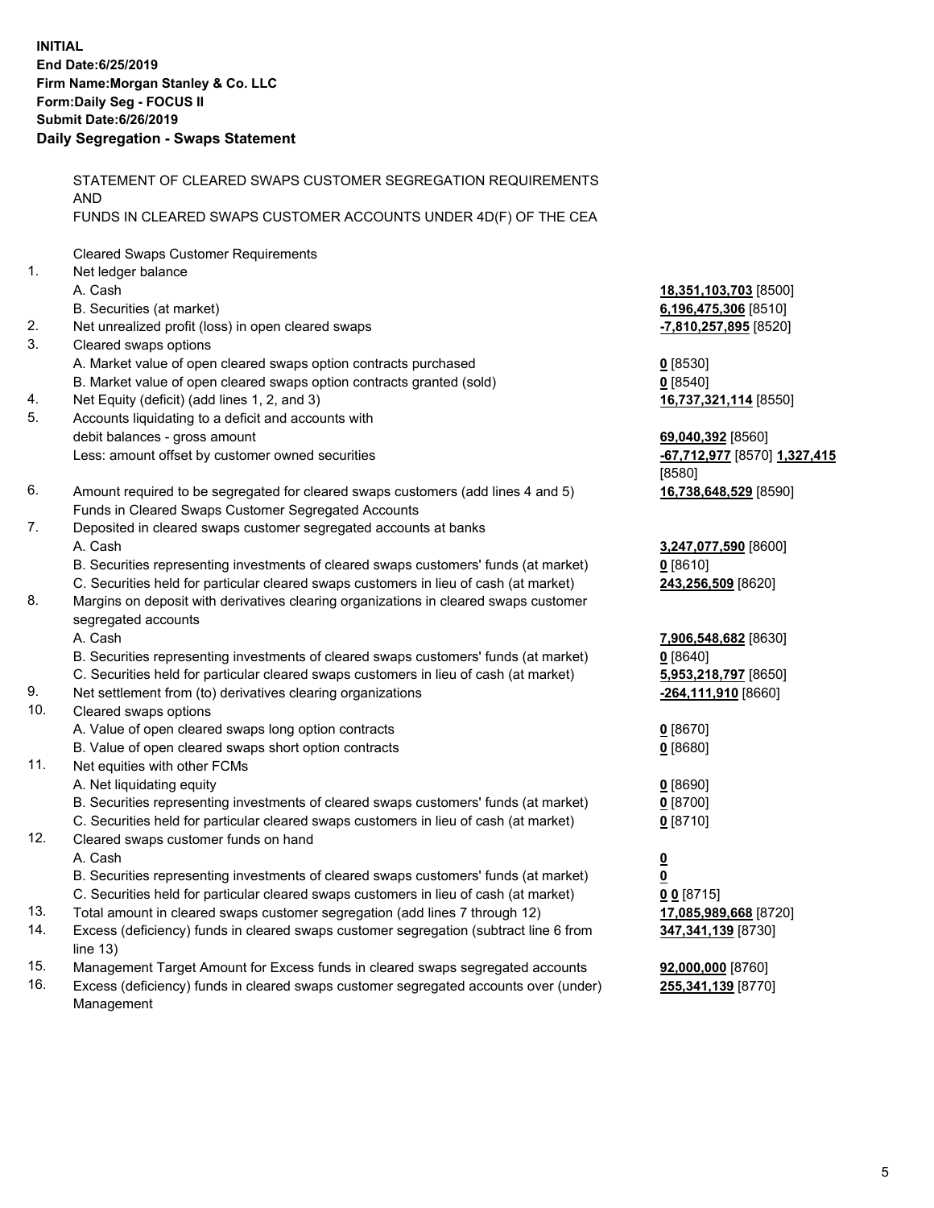**INITIAL**
**End Date:6/25/2019**
**Firm Name:Morgan Stanley & Co. LLC**
**Form:Daily Seg - FOCUS II**
**Submit Date:6/26/2019**
**Daily Segregation - Swaps Statement**

STATEMENT OF CLEARED SWAPS CUSTOMER SEGREGATION REQUIREMENTS AND FUNDS IN CLEARED SWAPS CUSTOMER ACCOUNTS UNDER 4D(F) OF THE CEA

| | | |
|---|---|---|
| | Cleared Swaps Customer Requirements | |
| 1. | Net ledger balance | |
| | A. Cash | **18,351,103,703** [8500] |
| | B. Securities (at market) | **6,196,475,306** [8510] |
| 2. | Net unrealized profit (loss) in open cleared swaps | **-7,810,257,895** [8520] |
| 3. | Cleared swaps options | |
| | A. Market value of open cleared swaps option contracts purchased | **0** [8530] |
| | B. Market value of open cleared swaps option contracts granted (sold) | **0** [8540] |
| 4. | Net Equity (deficit) (add lines 1, 2, and 3) | **16,737,321,114** [8550] |
| 5. | Accounts liquidating to a deficit and accounts with debit balances - gross amount | **69,040,392** [8560] |
| | Less: amount offset by customer owned securities | **-67,712,977** [8570] **1,327,415** [8580] |
| 6. | Amount required to be segregated for cleared swaps customers (add lines 4 and 5) | **16,738,648,529** [8590] |
| | Funds in Cleared Swaps Customer Segregated Accounts | |
| 7. | Deposited in cleared swaps customer segregated accounts at banks | |
| | A. Cash | **3,247,077,590** [8600] |
| | B. Securities representing investments of cleared swaps customers' funds (at market) | **0** [8610] |
| | C. Securities held for particular cleared swaps customers in lieu of cash (at market) | **243,256,509** [8620] |
| 8. | Margins on deposit with derivatives clearing organizations in cleared swaps customer segregated accounts | |
| | A. Cash | **7,906,548,682** [8630] |
| | B. Securities representing investments of cleared swaps customers' funds (at market) | **0** [8640] |
| | C. Securities held for particular cleared swaps customers in lieu of cash (at market) | **5,953,218,797** [8650] |
| 9. | Net settlement from (to) derivatives clearing organizations | **-264,111,910** [8660] |
| 10. | Cleared swaps options | |
| | A. Value of open cleared swaps long option contracts | **0** [8670] |
| | B. Value of open cleared swaps short option contracts | **0** [8680] |
| 11. | Net equities with other FCMs | |
| | A. Net liquidating equity | **0** [8690] |
| | B. Securities representing investments of cleared swaps customers' funds (at market) | **0** [8700] |
| | C. Securities held for particular cleared swaps customers in lieu of cash (at market) | **0** [8710] |
| 12. | Cleared swaps customer funds on hand | |
| | A. Cash | **0** |
| | B. Securities representing investments of cleared swaps customers' funds (at market) | **0** |
| | C. Securities held for particular cleared swaps customers in lieu of cash (at market) | **0** **0** [8715] |
| 13. | Total amount in cleared swaps customer segregation (add lines 7 through 12) | **17,085,989,668** [8720] |
| 14. | Excess (deficiency) funds in cleared swaps customer segregation (subtract line 6 from line 13) | **347,341,139** [8730] |
| 15. | Management Target Amount for Excess funds in cleared swaps segregated accounts | **92,000,000** [8760] |
| 16. | Excess (deficiency) funds in cleared swaps customer segregated accounts over (under) Management | **255,341,139** [8770] |